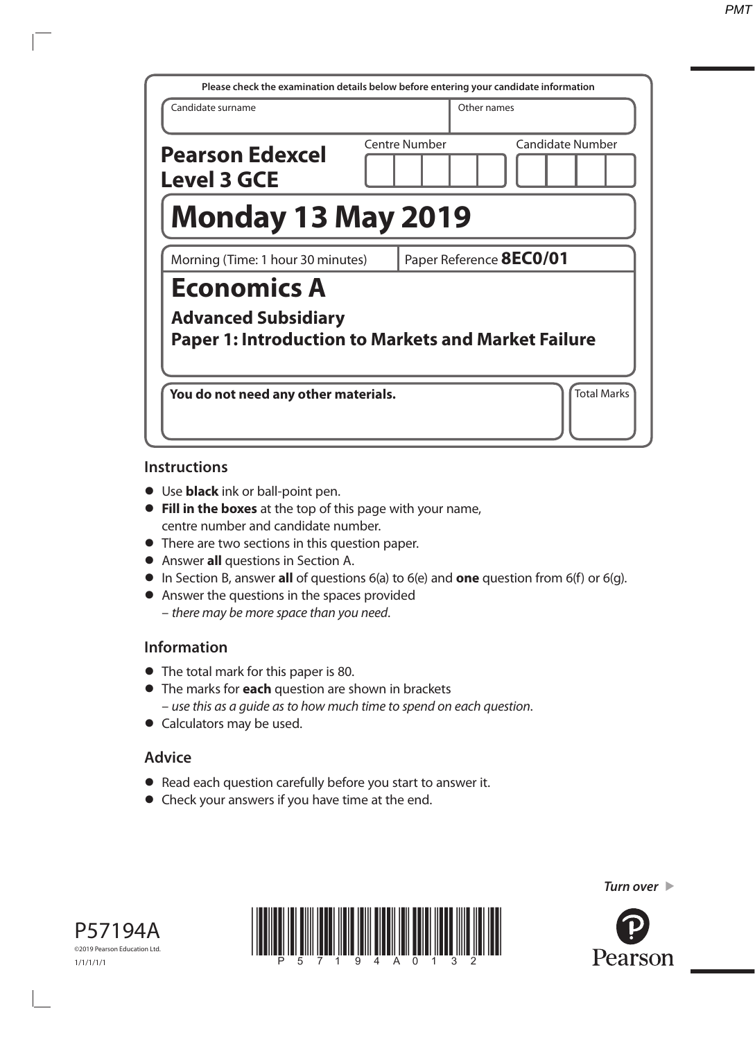Please check the examination details below before entering your candidate information

| Candidate surname | Other names |
| --- | --- |
| | |

**Pearson Edexcel Level 3 GCE**

Centre Number | Candidate Number

# Monday 13 May 2019

Morning (Time: 1 hour 30 minutes) | Paper Reference **8EC0/01**

# Economics A

## Advanced Subsidiary
## Paper 1: Introduction to Markets and Market Failure

**You do not need any other materials.**

Total Marks

## Instructions

- Use **black** ink or ball-point pen.
- **Fill in the boxes** at the top of this page with your name, centre number and candidate number.
- There are two sections in this question paper.
- Answer **all** questions in Section A.
- In Section B, answer **all** of questions 6(a) to 6(e) and **one** question from 6(f) or 6(g).
- Answer the questions in the spaces provided – *there may be more space than you need*.

## Information

- The total mark for this paper is 80.
- The marks for **each** question are shown in brackets – *use this as a guide as to how much time to spend on each question*.
- Calculators may be used.

## Advice

- Read each question carefully before you start to answer it.
- Check your answers if you have time at the end.

*Turn over*

P57194A
©2019 Pearson Education Ltd.
1/1/1/1/1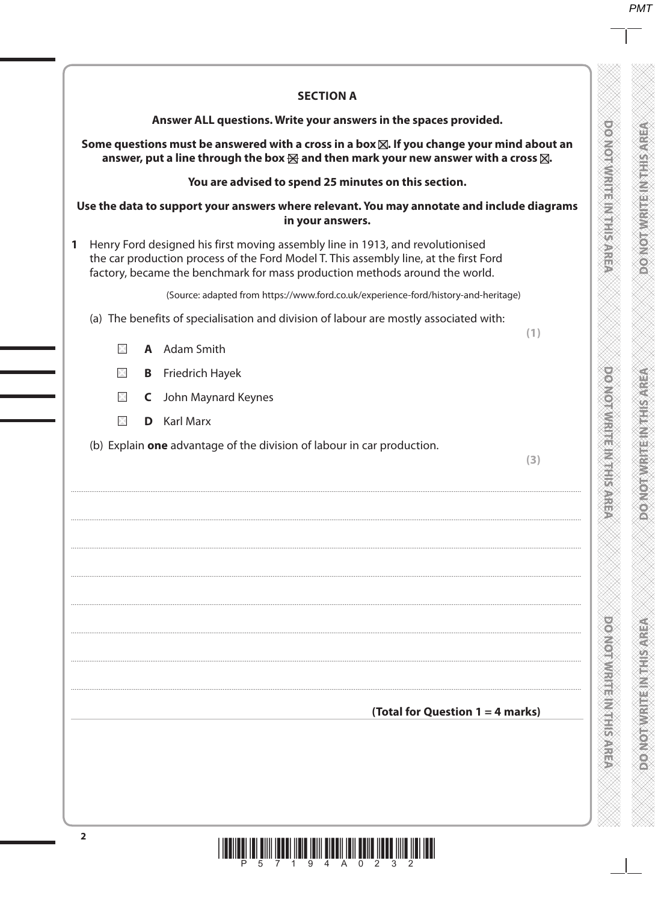## SECTION A

**Answer ALL questions. Write your answers in the spaces provided.**

**Some questions must be answered with a cross in a box ☒. If you change your mind about an answer, put a line through the box ☒ and then mark your new answer with a cross ☒.**

**You are advised to spend 25 minutes on this section.**

**Use the data to support your answers where relevant. You may annotate and include diagrams in your answers.**

**1** Henry Ford designed his first moving assembly line in 1913, and revolutionised the car production process of the Ford Model T. This assembly line, at the first Ford factory, became the benchmark for mass production methods around the world.

(Source: adapted from https://www.ford.co.uk/experience-ford/history-and-heritage)

(a) The benefits of specialisation and division of labour are mostly associated with:

**(1)**

- ☐ **A** Adam Smith
- ☐ **B** Friedrich Hayek
- ☐ **C** John Maynard Keynes
- ☐ **D** Karl Marx

(b) Explain **one** advantage of the division of labour in car production.

**(3)**

..................................................................................................................................................

..................................................................................................................................................

..................................................................................................................................................

..................................................................................................................................................

..................................................................................................................................................

..................................................................................................................................................

..................................................................................................................................................

..................................................................................................................................................

**(Total for Question 1 = 4 marks)**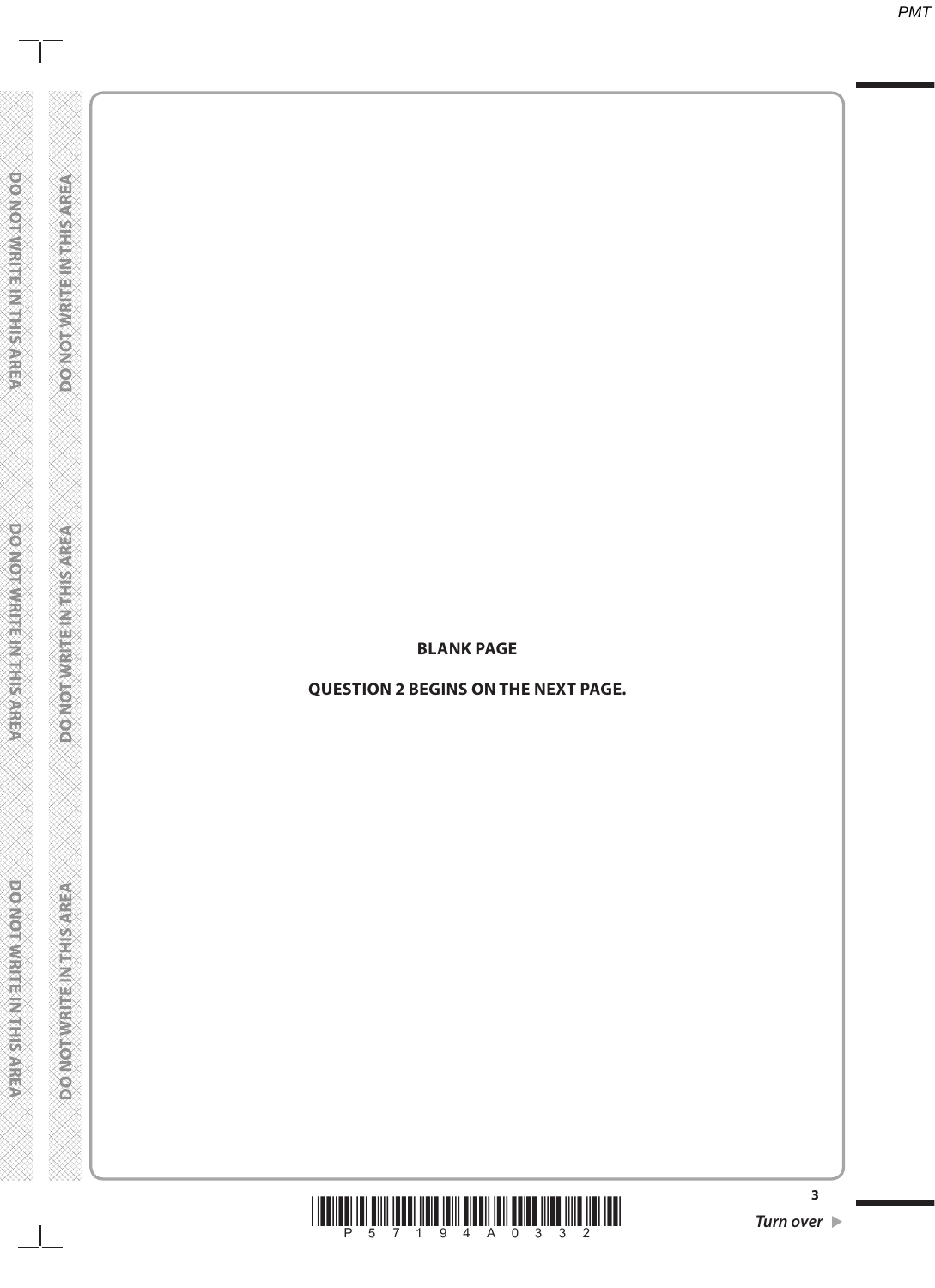**BLANK PAGE**

**QUESTION 2 BEGINS ON THE NEXT PAGE.**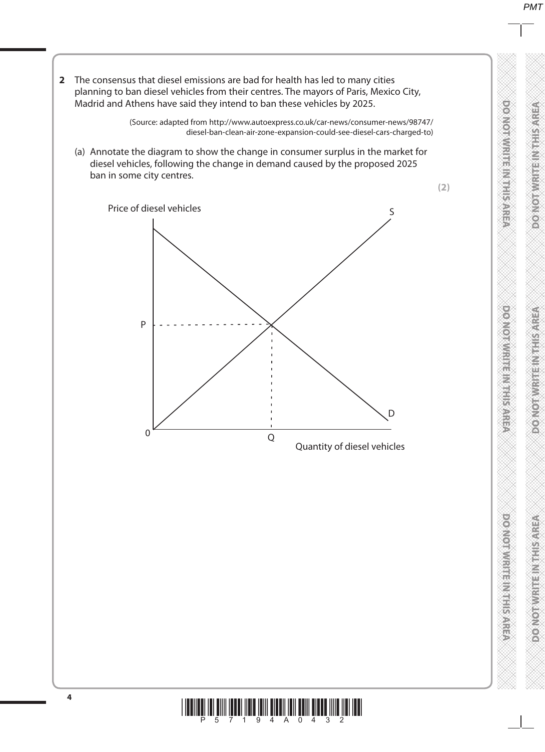**2** The consensus that diesel emissions are bad for health has led to many cities planning to ban diesel vehicles from their centres. The mayors of Paris, Mexico City, Madrid and Athens have said they intend to ban these vehicles by 2025.

(Source: adapted from http://www.autoexpress.co.uk/car-news/consumer-news/98747/diesel-ban-clean-air-zone-expansion-could-see-diesel-cars-charged-to)

(a) Annotate the diagram to show the change in consumer surplus in the market for diesel vehicles, following the change in demand caused by the proposed 2025 ban in some city centres.

**(2)**

Price of diesel vehicles

S

P

D

0

Q

Quantity of diesel vehicles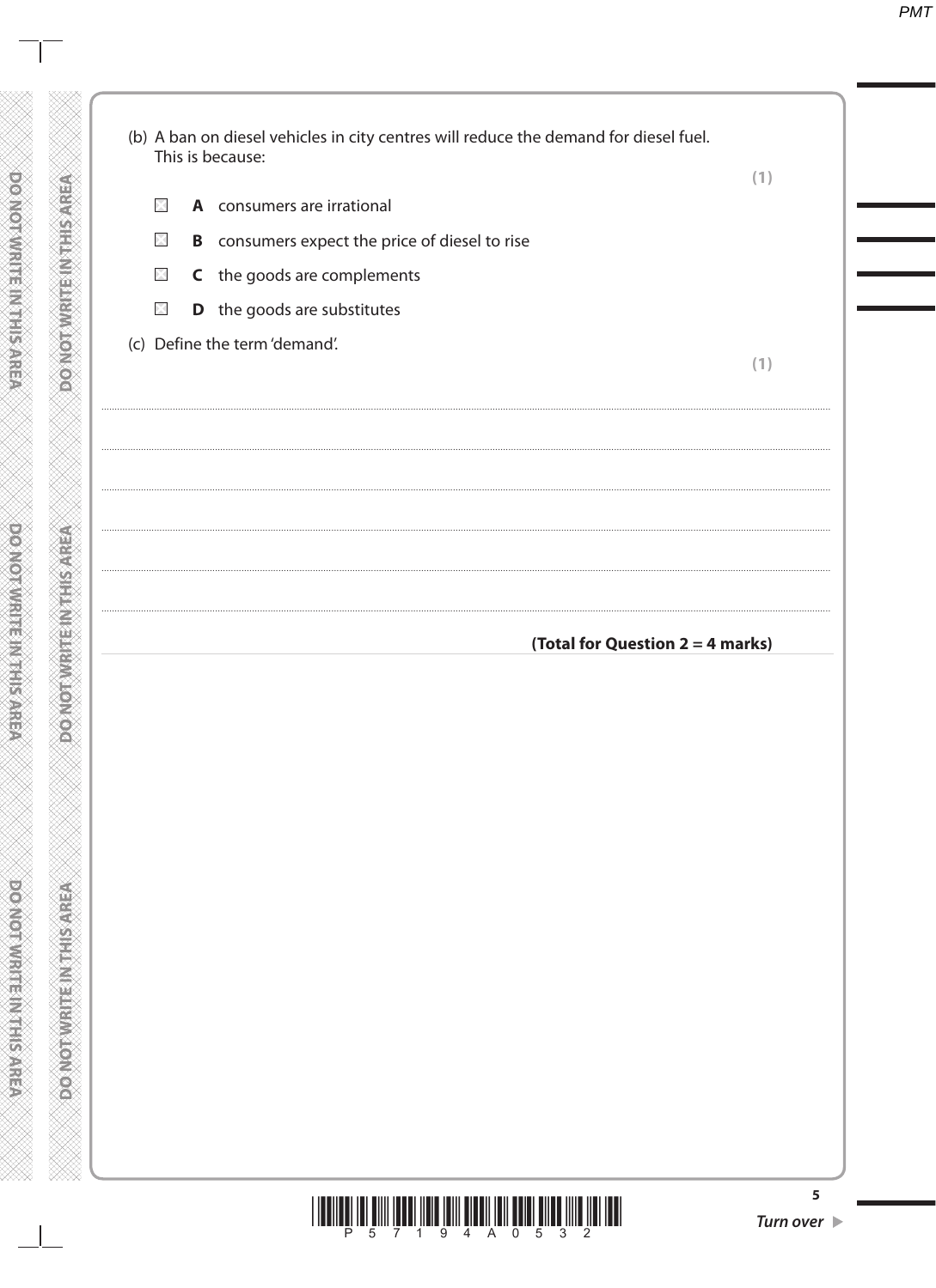(b) A ban on diesel vehicles in city centres will reduce the demand for diesel fuel. This is because:

**(1)**

- ☐ **A** consumers are irrational
- ☐ **B** consumers expect the price of diesel to rise
- ☐ **C** the goods are complements
- ☐ **D** the goods are substitutes

(c) Define the term 'demand'.

**(1)**

..............................................................................................................................................

..............................................................................................................................................

..............................................................................................................................................

..............................................................................................................................................

..............................................................................................................................................

..............................................................................................................................................

**(Total for Question 2 = 4 marks)**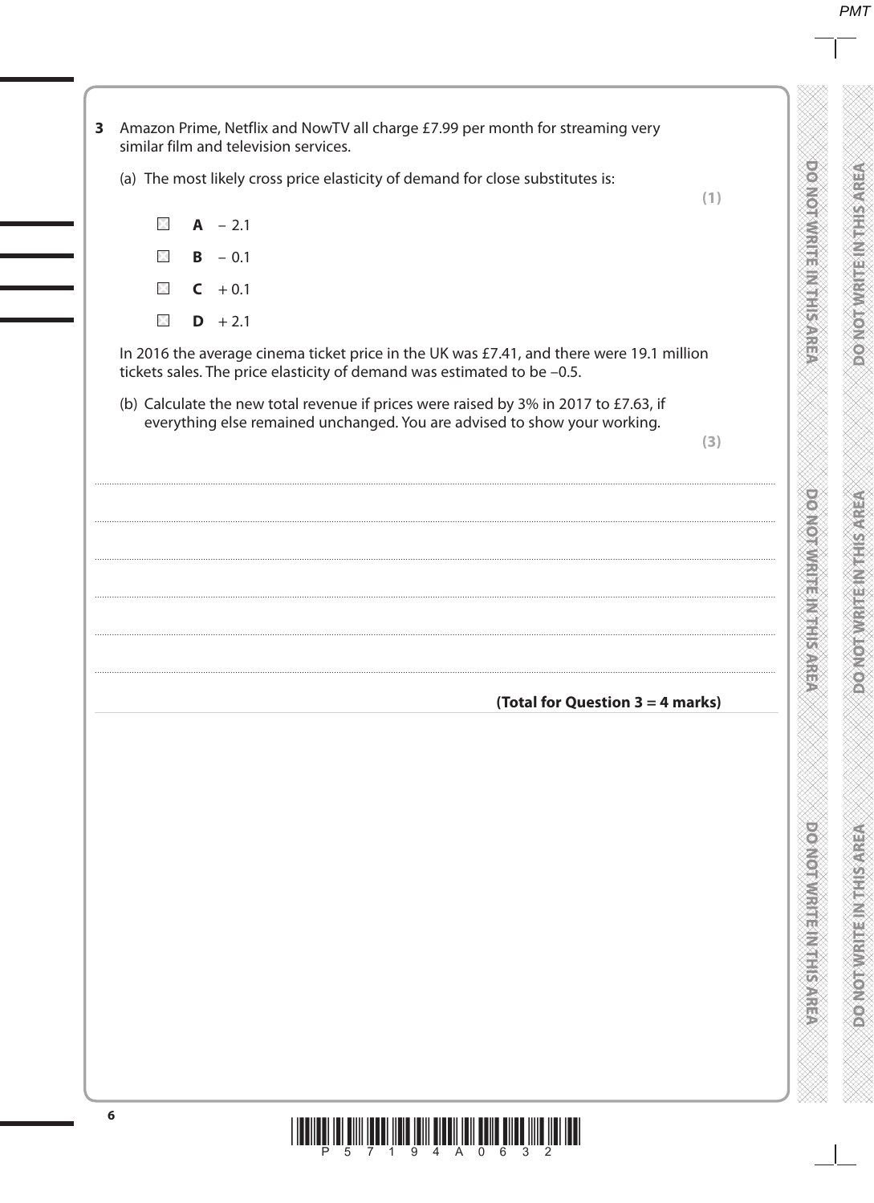**3** Amazon Prime, Netflix and NowTV all charge £7.99 per month for streaming very similar film and television services.

(a) The most likely cross price elasticity of demand for close substitutes is:

**(1)**

- ☐ **A** – 2.1
- ☐ **B** – 0.1
- ☐ **C** + 0.1
- ☐ **D** + 2.1

In 2016 the average cinema ticket price in the UK was £7.41, and there were 19.1 million tickets sales. The price elasticity of demand was estimated to be –0.5.

(b) Calculate the new total revenue if prices were raised by 3% in 2017 to £7.63, if everything else remained unchanged. You are advised to show your working.

**(3)**

.......................................................................................................................................................

.......................................................................................................................................................

.......................................................................................................................................................

.......................................................................................................................................................

.......................................................................................................................................................

.......................................................................................................................................................

**(Total for Question 3 = 4 marks)**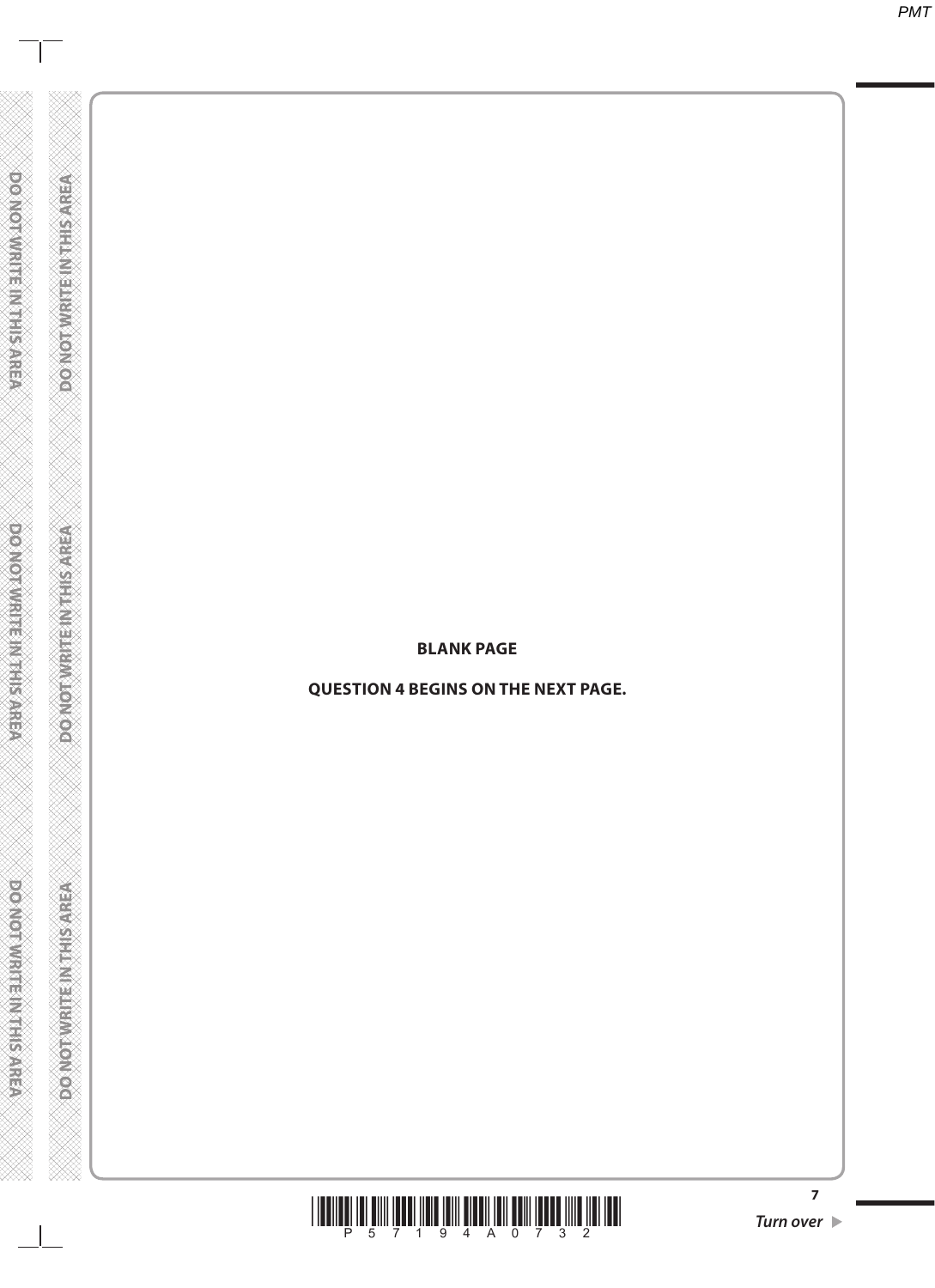**BLANK PAGE**

**QUESTION 4 BEGINS ON THE NEXT PAGE.**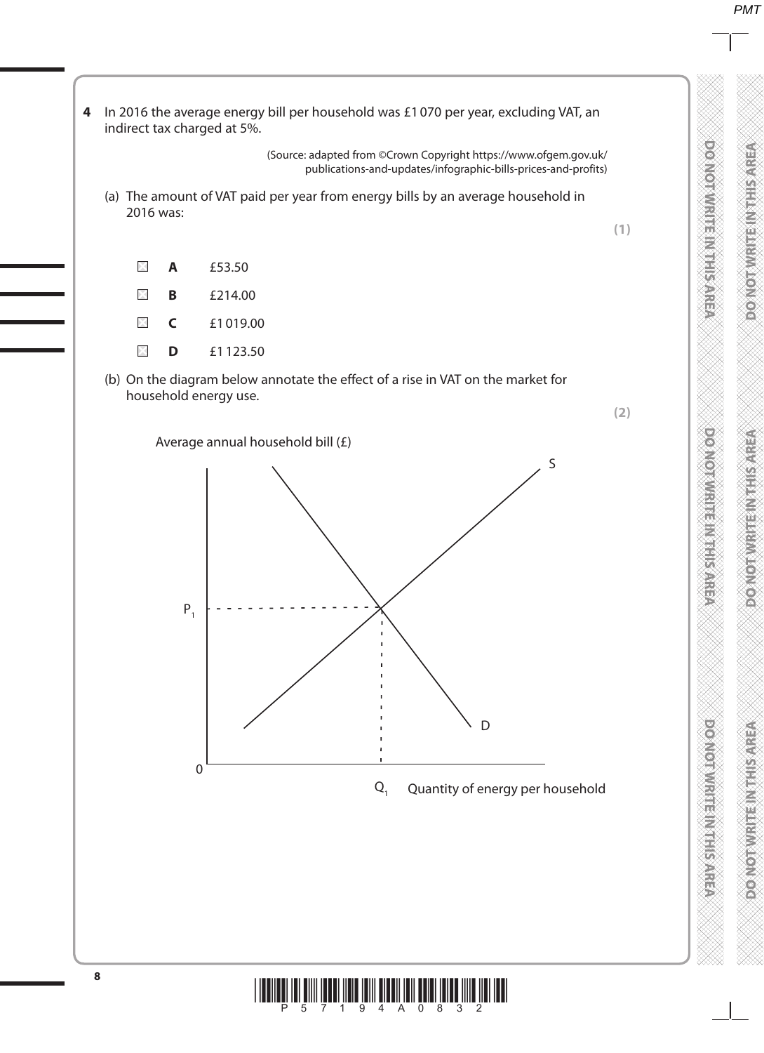**4** In 2016 the average energy bill per household was £1 070 per year, excluding VAT, an indirect tax charged at 5%.

(Source: adapted from ©Crown Copyright https://www.ofgem.gov.uk/publications-and-updates/infographic-bills-prices-and-profits)

(a) The amount of VAT paid per year from energy bills by an average household in 2016 was:

**(1)**

- **A** £53.50
- **B** £214.00
- **C** £1 019.00
- **D** £1 123.50

(b) On the diagram below annotate the effect of a rise in VAT on the market for household energy use.

**(2)**

Average annual household bill (£)

S

$P_1$

D

0

$Q_1$ Quantity of energy per household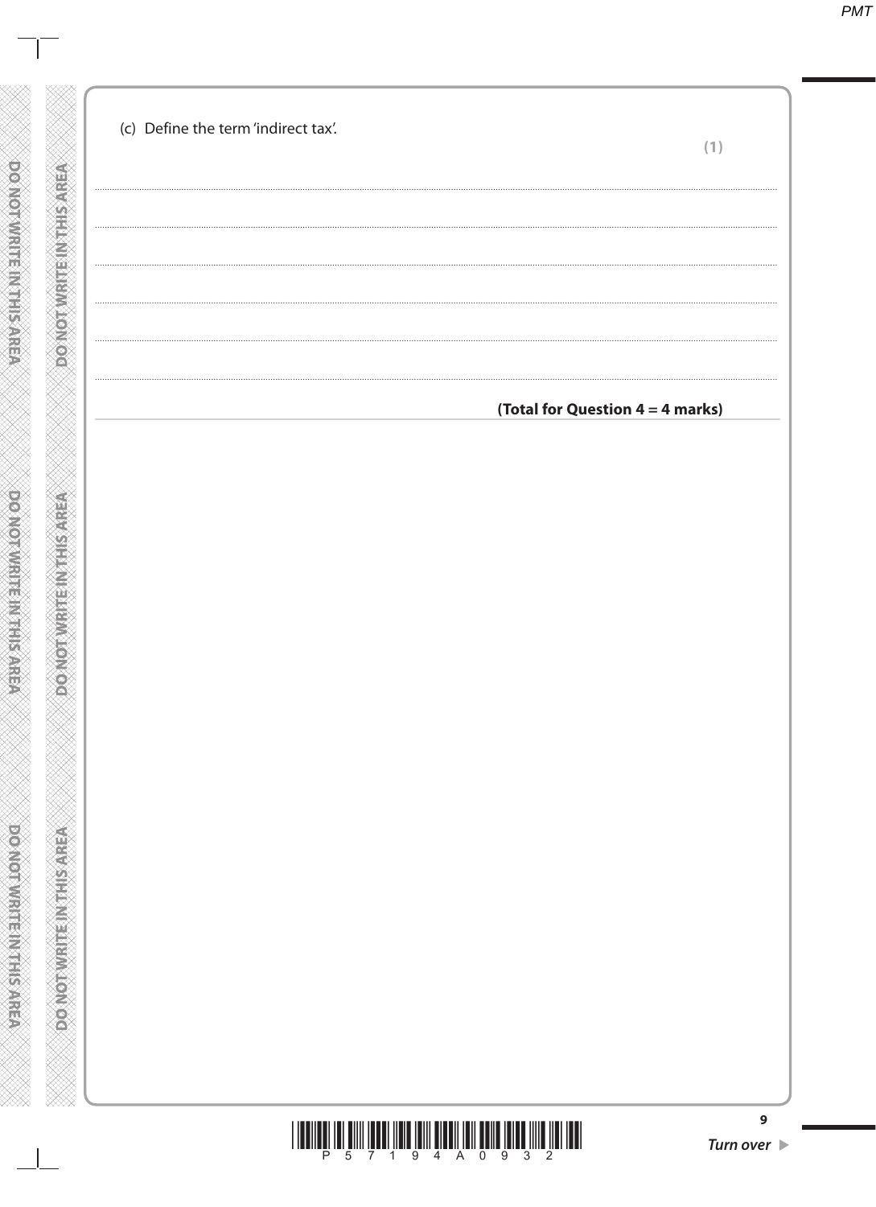(c) Define the term 'indirect tax'.

**(1)**

**(Total for Question 4 = 4 marks)**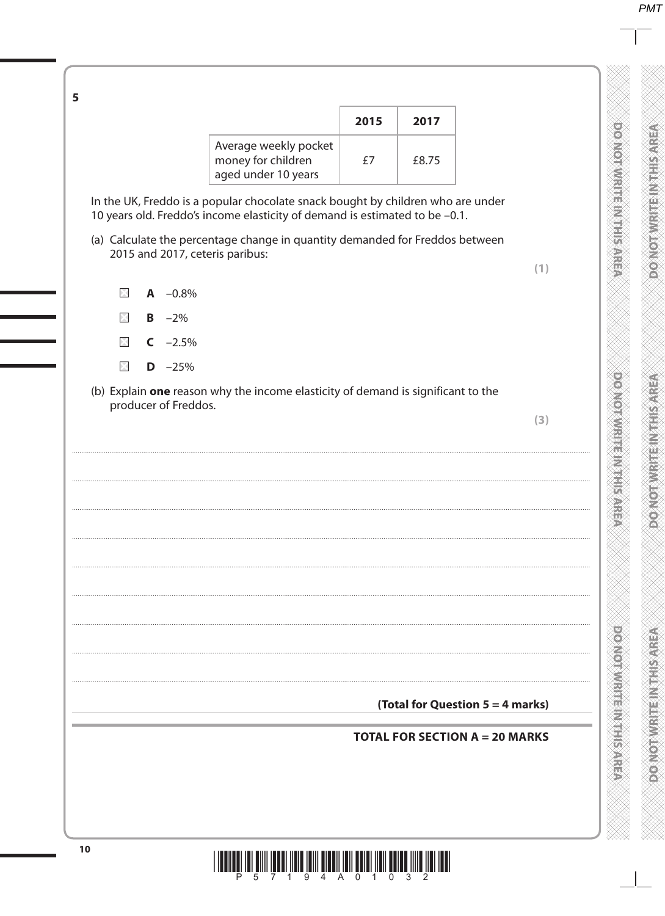**5**

| | **2015** | **2017** |
|---|---|---|
| Average weekly pocket money for children aged under 10 years | £7 | £8.75 |

In the UK, Freddo is a popular chocolate snack bought by children who are under 10 years old. Freddo's income elasticity of demand is estimated to be –0.1.

(a) Calculate the percentage change in quantity demanded for Freddos between 2015 and 2017, ceteris paribus:

**(1)**

- **A** –0.8%
- **B** –2%
- **C** –2.5%
- **D** –25%

(b) Explain **one** reason why the income elasticity of demand is significant to the producer of Freddos.

**(3)**

..............................................................................................................................................

..............................................................................................................................................

..............................................................................................................................................

..............................................................................................................................................

..............................................................................................................................................

..............................................................................................................................................

..............................................................................................................................................

..............................................................................................................................................

**(Total for Question 5 = 4 marks)**

**TOTAL FOR SECTION A = 20 MARKS**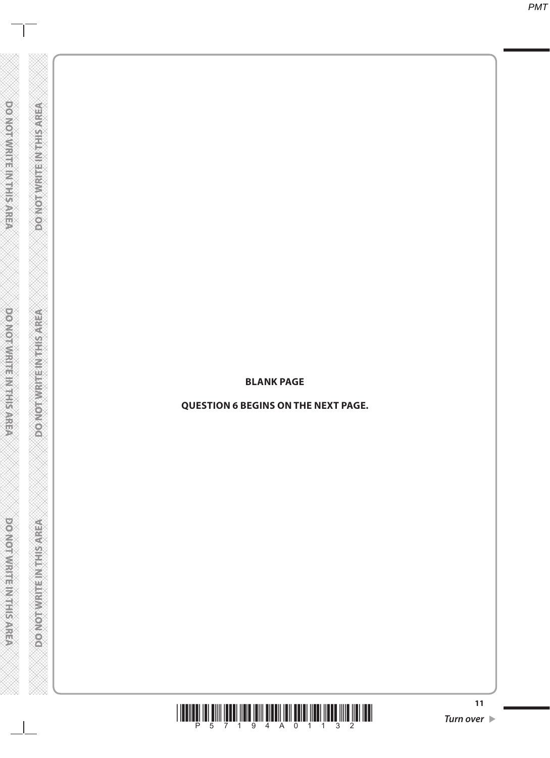**BLANK PAGE**

**QUESTION 6 BEGINS ON THE NEXT PAGE.**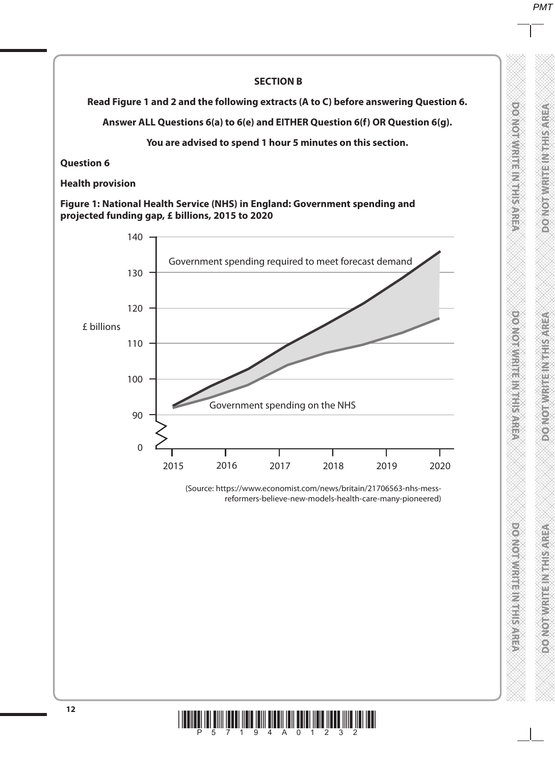**SECTION B**

**Read Figure 1 and 2 and the following extracts (A to C) before answering Question 6.**

**Answer ALL Questions 6(a) to 6(e) and EITHER Question 6(f) OR Question 6(g).**

**You are advised to spend 1 hour 5 minutes on this section.**

**Question 6**

**Health provision**

**Figure 1: National Health Service (NHS) in England: Government spending and projected funding gap, £ billions, 2015 to 2020**

£ billions

140

130

120

110

100

90

0

2015 2016 2017 2018 2019 2020

Government spending required to meet forecast demand

Government spending on the NHS

(Source: https://www.economist.com/news/britain/21706563-nhs-mess-reformers-believe-new-models-health-care-many-pioneered)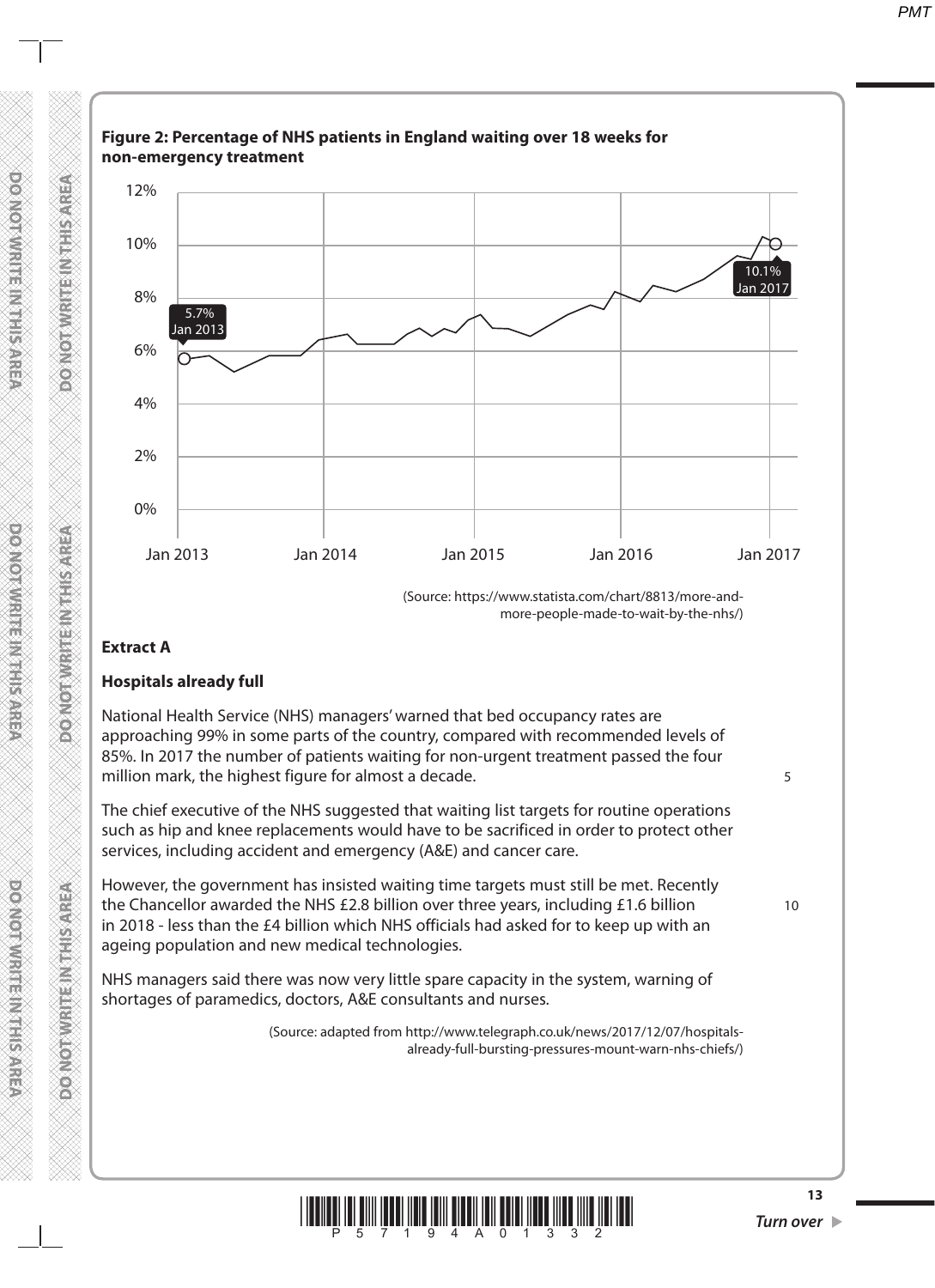**Figure 2: Percentage of NHS patients in England waiting over 18 weeks for non-emergency treatment**

(Source: https://www.statista.com/chart/8813/more-and-more-people-made-to-wait-by-the-nhs/)

**Extract A**

**Hospitals already full**

National Health Service (NHS) managers' warned that bed occupancy rates are approaching 99% in some parts of the country, compared with recommended levels of 85%. In 2017 the number of patients waiting for non-urgent treatment passed the four million mark, the highest figure for almost a decade.

The chief executive of the NHS suggested that waiting list targets for routine operations such as hip and knee replacements would have to be sacrificed in order to protect other services, including accident and emergency (A&E) and cancer care.

However, the government has insisted waiting time targets must still be met. Recently the Chancellor awarded the NHS £2.8 billion over three years, including £1.6 billion in 2018 - less than the £4 billion which NHS officials had asked for to keep up with an ageing population and new medical technologies.

NHS managers said there was now very little spare capacity in the system, warning of shortages of paramedics, doctors, A&E consultants and nurses.

(Source: adapted from http://www.telegraph.co.uk/news/2017/12/07/hospitals-already-full-bursting-pressures-mount-warn-nhs-chiefs/)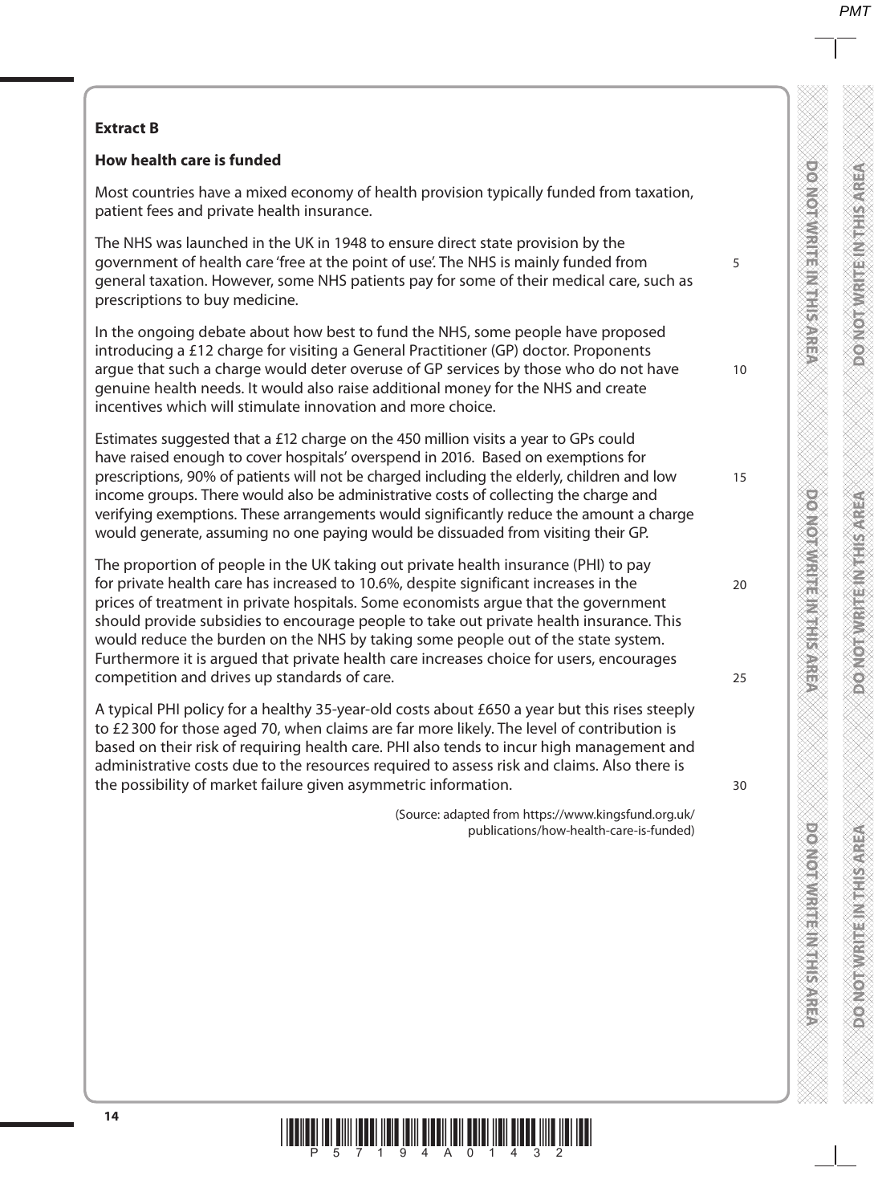**Extract B**

**How health care is funded**

Most countries have a mixed economy of health provision typically funded from taxation, patient fees and private health insurance.

The NHS was launched in the UK in 1948 to ensure direct state provision by the government of health care 'free at the point of use'. The NHS is mainly funded from general taxation. However, some NHS patients pay for some of their medical care, such as prescriptions to buy medicine.

In the ongoing debate about how best to fund the NHS, some people have proposed introducing a £12 charge for visiting a General Practitioner (GP) doctor. Proponents argue that such a charge would deter overuse of GP services by those who do not have genuine health needs. It would also raise additional money for the NHS and create incentives which will stimulate innovation and more choice.

Estimates suggested that a £12 charge on the 450 million visits a year to GPs could have raised enough to cover hospitals' overspend in 2016. Based on exemptions for prescriptions, 90% of patients will not be charged including the elderly, children and low income groups. There would also be administrative costs of collecting the charge and verifying exemptions. These arrangements would significantly reduce the amount a charge would generate, assuming no one paying would be dissuaded from visiting their GP.

The proportion of people in the UK taking out private health insurance (PHI) to pay for private health care has increased to 10.6%, despite significant increases in the prices of treatment in private hospitals. Some economists argue that the government should provide subsidies to encourage people to take out private health insurance. This would reduce the burden on the NHS by taking some people out of the state system. Furthermore it is argued that private health care increases choice for users, encourages competition and drives up standards of care.

A typical PHI policy for a healthy 35-year-old costs about £650 a year but this rises steeply to £2 300 for those aged 70, when claims are far more likely. The level of contribution is based on their risk of requiring health care. PHI also tends to incur high management and administrative costs due to the resources required to assess risk and claims. Also there is the possibility of market failure given asymmetric information.

(Source: adapted from https://www.kingsfund.org.uk/publications/how-health-care-is-funded)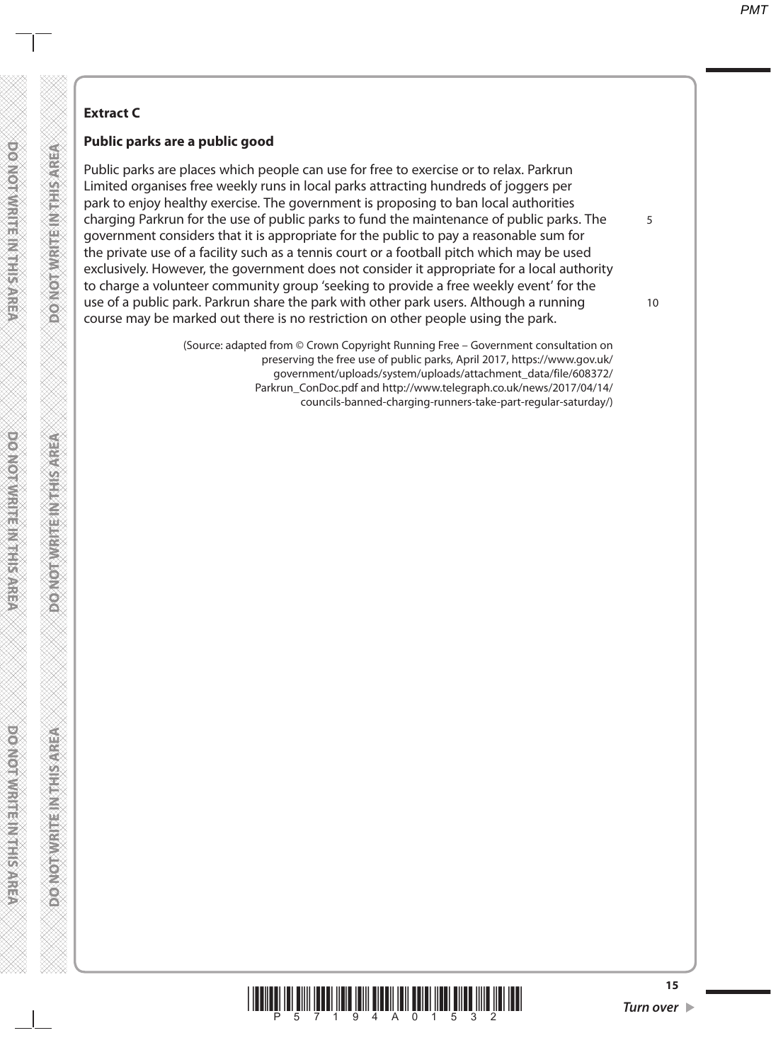**Extract C**

**Public parks are a public good**

Public parks are places which people can use for free to exercise or to relax. Parkrun Limited organises free weekly runs in local parks attracting hundreds of joggers per park to enjoy healthy exercise. The government is proposing to ban local authorities charging Parkrun for the use of public parks to fund the maintenance of public parks. The government considers that it is appropriate for the public to pay a reasonable sum for the private use of a facility such as a tennis court or a football pitch which may be used exclusively. However, the government does not consider it appropriate for a local authority to charge a volunteer community group 'seeking to provide a free weekly event' for the use of a public park. Parkrun share the park with other park users. Although a running course may be marked out there is no restriction on other people using the park.

(Source: adapted from © Crown Copyright Running Free – Government consultation on preserving the free use of public parks, April 2017, https://www.gov.uk/government/uploads/system/uploads/attachment_data/file/608372/Parkrun_ConDoc.pdf and http://www.telegraph.co.uk/news/2017/04/14/councils-banned-charging-runners-take-part-regular-saturday/)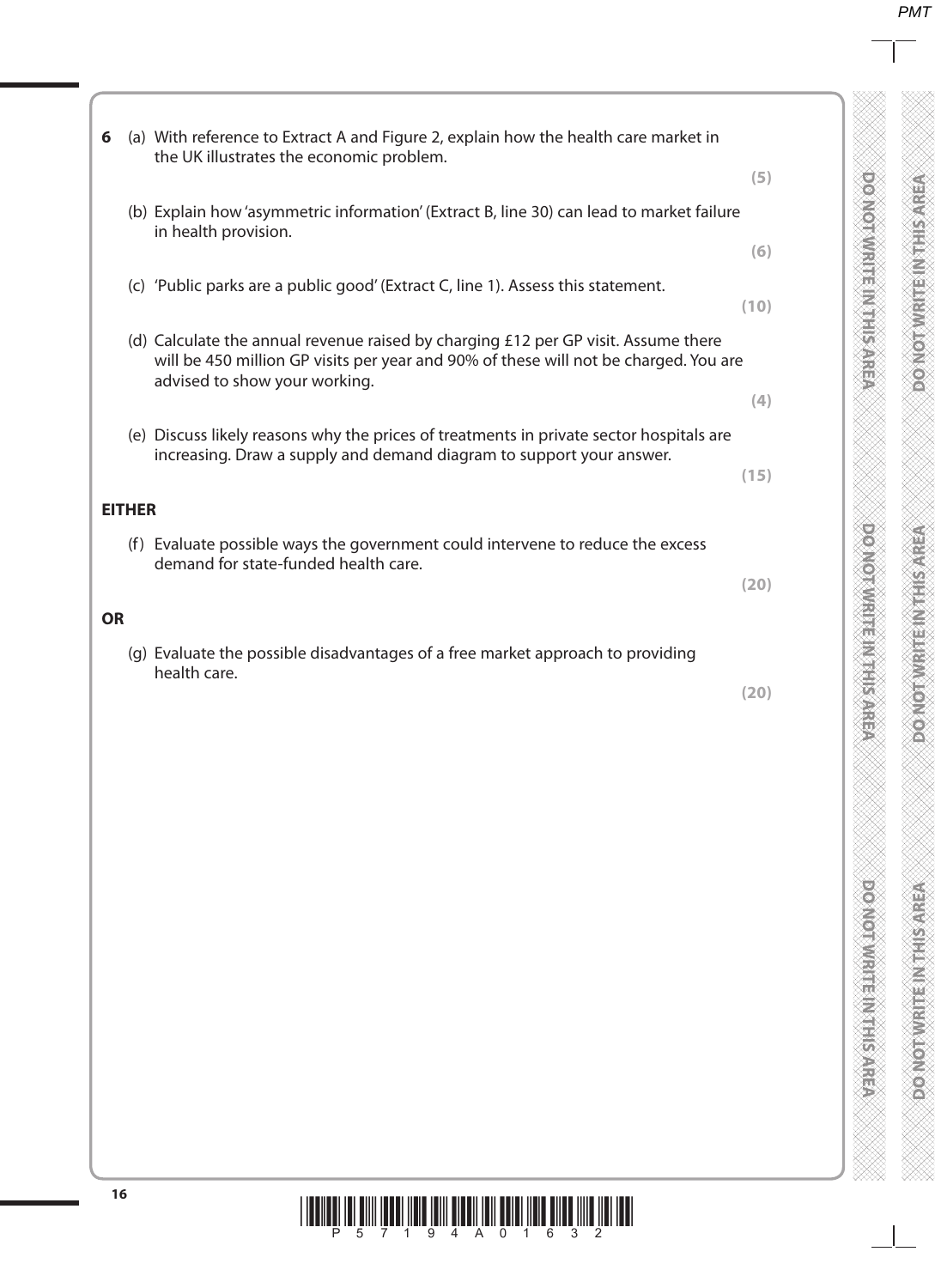**6** (a) With reference to Extract A and Figure 2, explain how the health care market in the UK illustrates the economic problem.

**(5)**

(b) Explain how 'asymmetric information' (Extract B, line 30) can lead to market failure in health provision.

**(6)**

(c) 'Public parks are a public good' (Extract C, line 1). Assess this statement.

**(10)**

(d) Calculate the annual revenue raised by charging £12 per GP visit. Assume there will be 450 million GP visits per year and 90% of these will not be charged. You are advised to show your working.

**(4)**

(e) Discuss likely reasons why the prices of treatments in private sector hospitals are increasing. Draw a supply and demand diagram to support your answer.

**(15)**

**EITHER**

(f) Evaluate possible ways the government could intervene to reduce the excess demand for state-funded health care.

**(20)**

**OR**

(g) Evaluate the possible disadvantages of a free market approach to providing health care.

**(20)**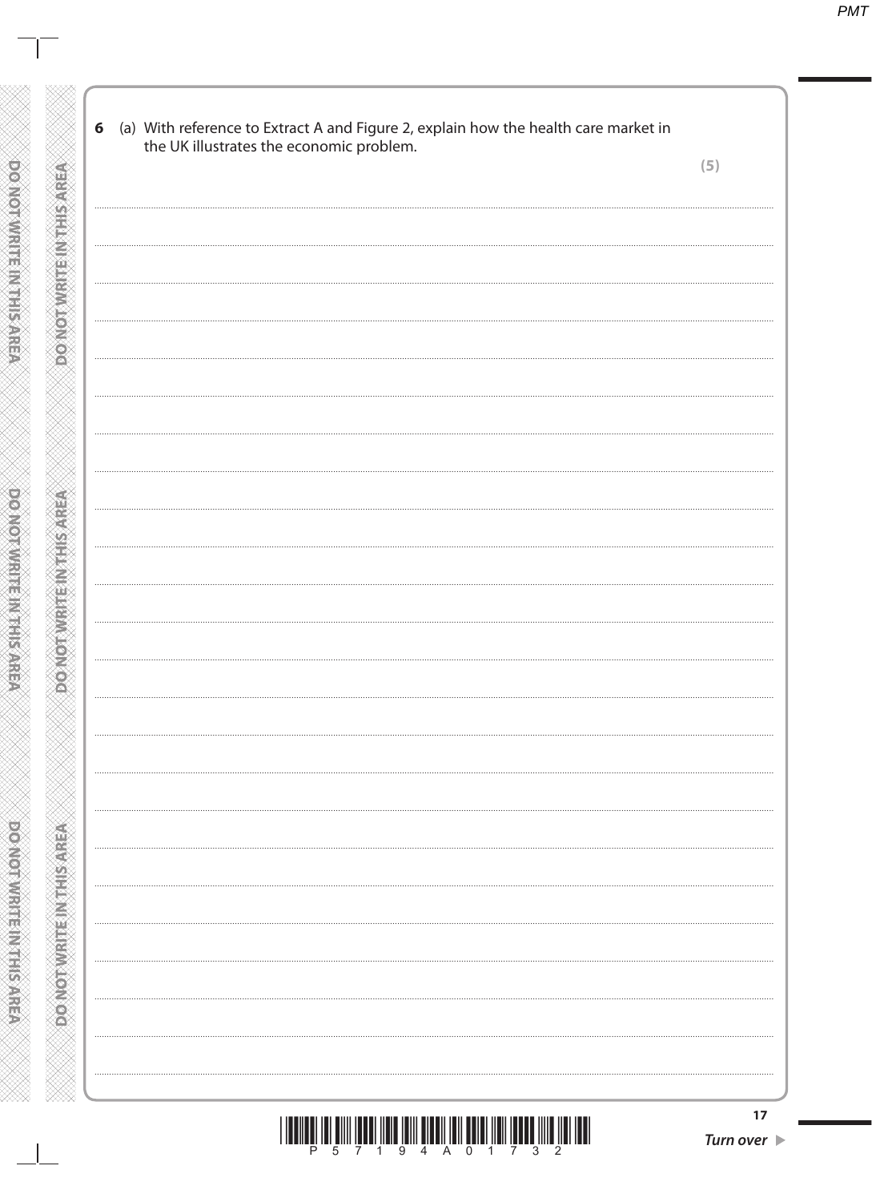**6** (a) With reference to Extract A and Figure 2, explain how the health care market in the UK illustrates the economic problem.

**(5)**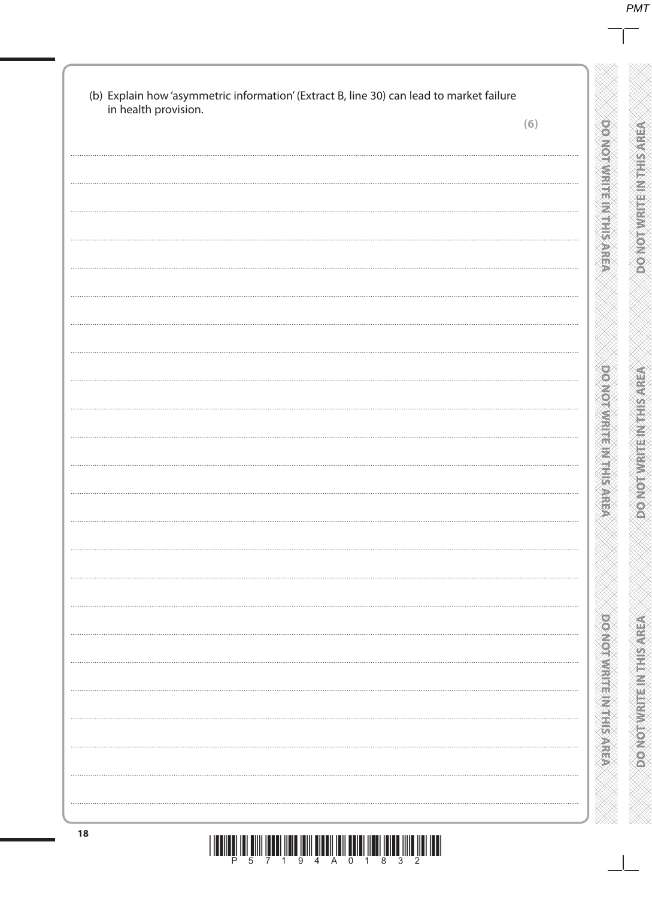(b) Explain how 'asymmetric information' (Extract B, line 30) can lead to market failure in health provision.

**(6)**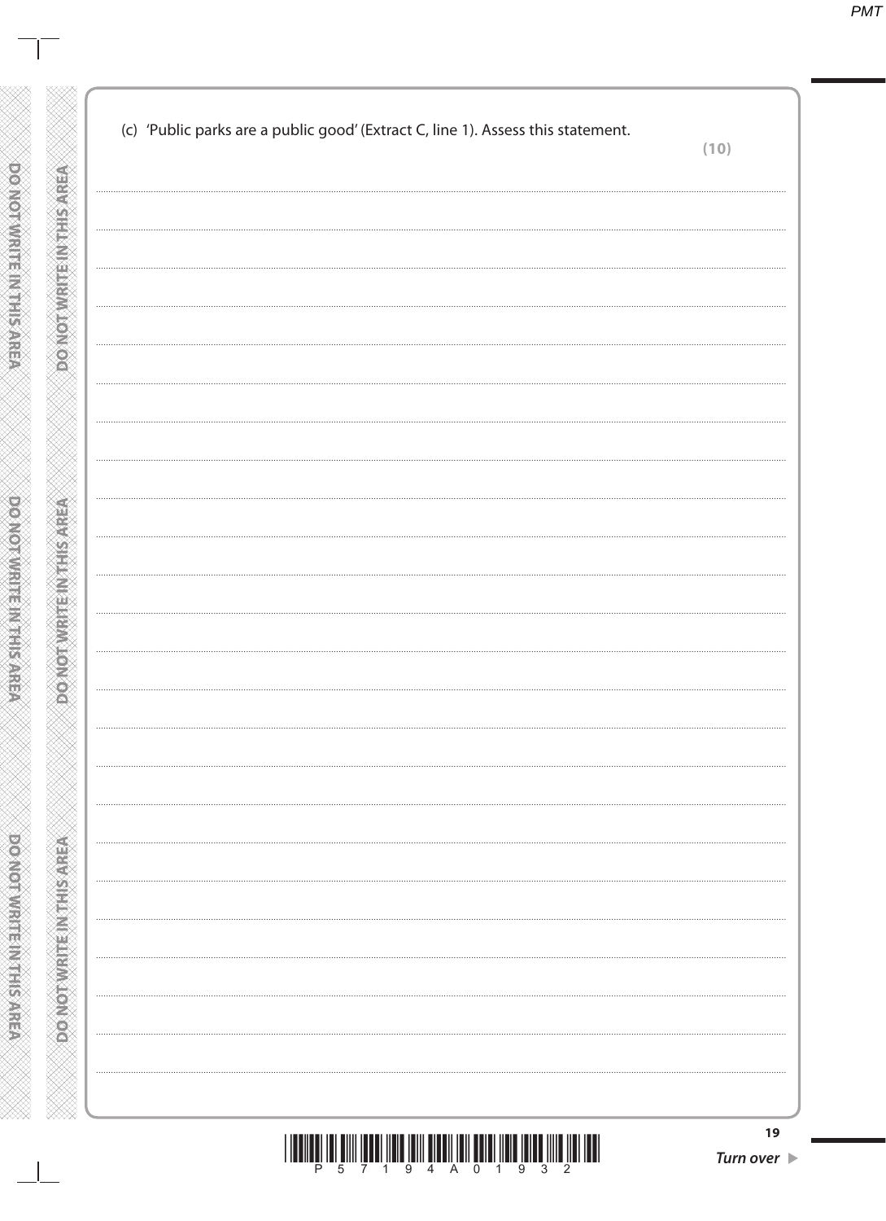(c) 'Public parks are a public good' (Extract C, line 1). Assess this statement.

**(10)**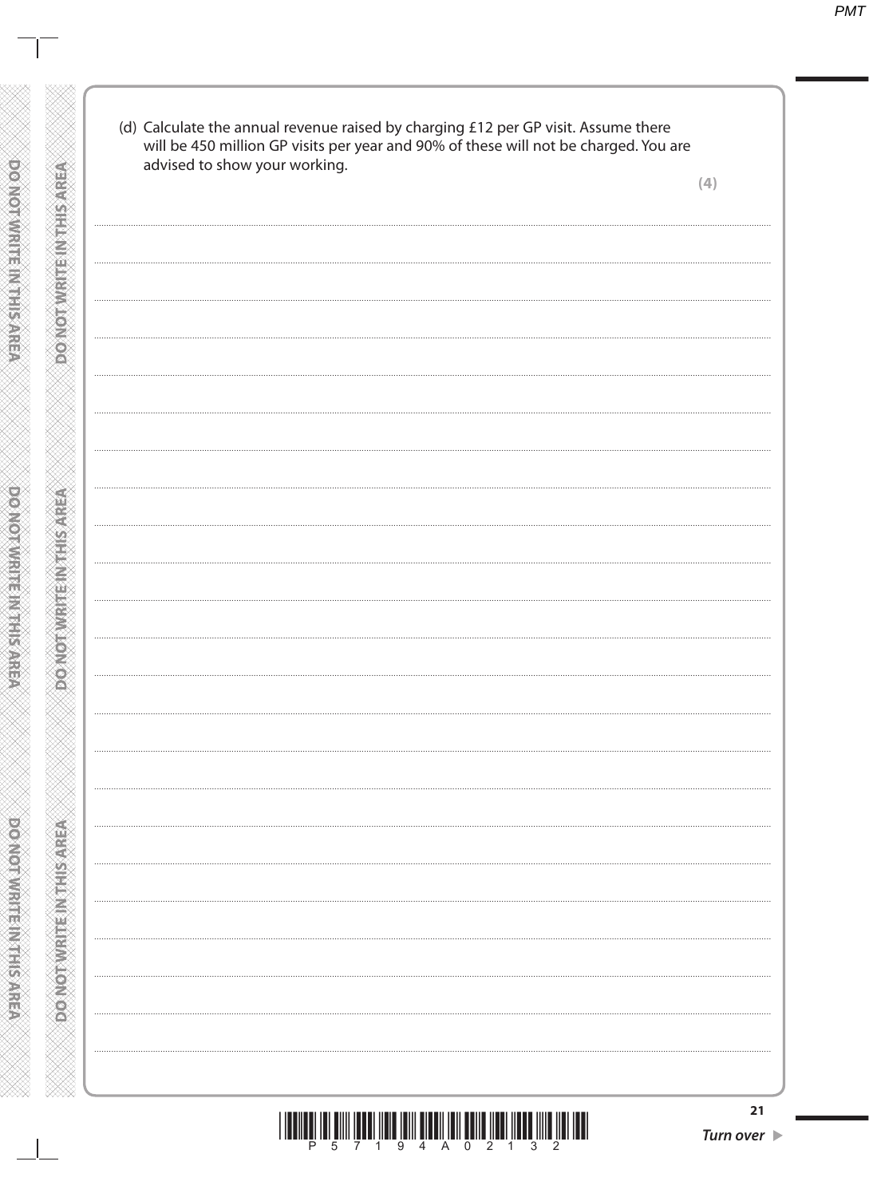(d) Calculate the annual revenue raised by charging £12 per GP visit. Assume there will be 450 million GP visits per year and 90% of these will not be charged. You are advised to show your working.

**(4)**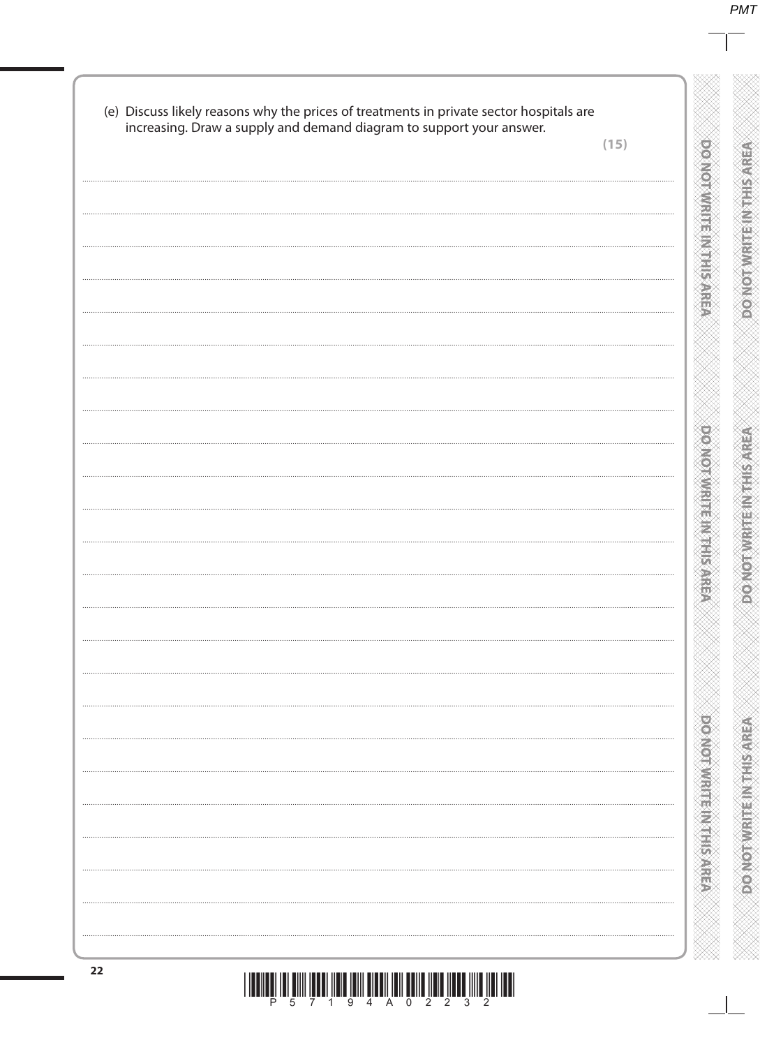(e) Discuss likely reasons why the prices of treatments in private sector hospitals are increasing. Draw a supply and demand diagram to support your answer.

**(15)**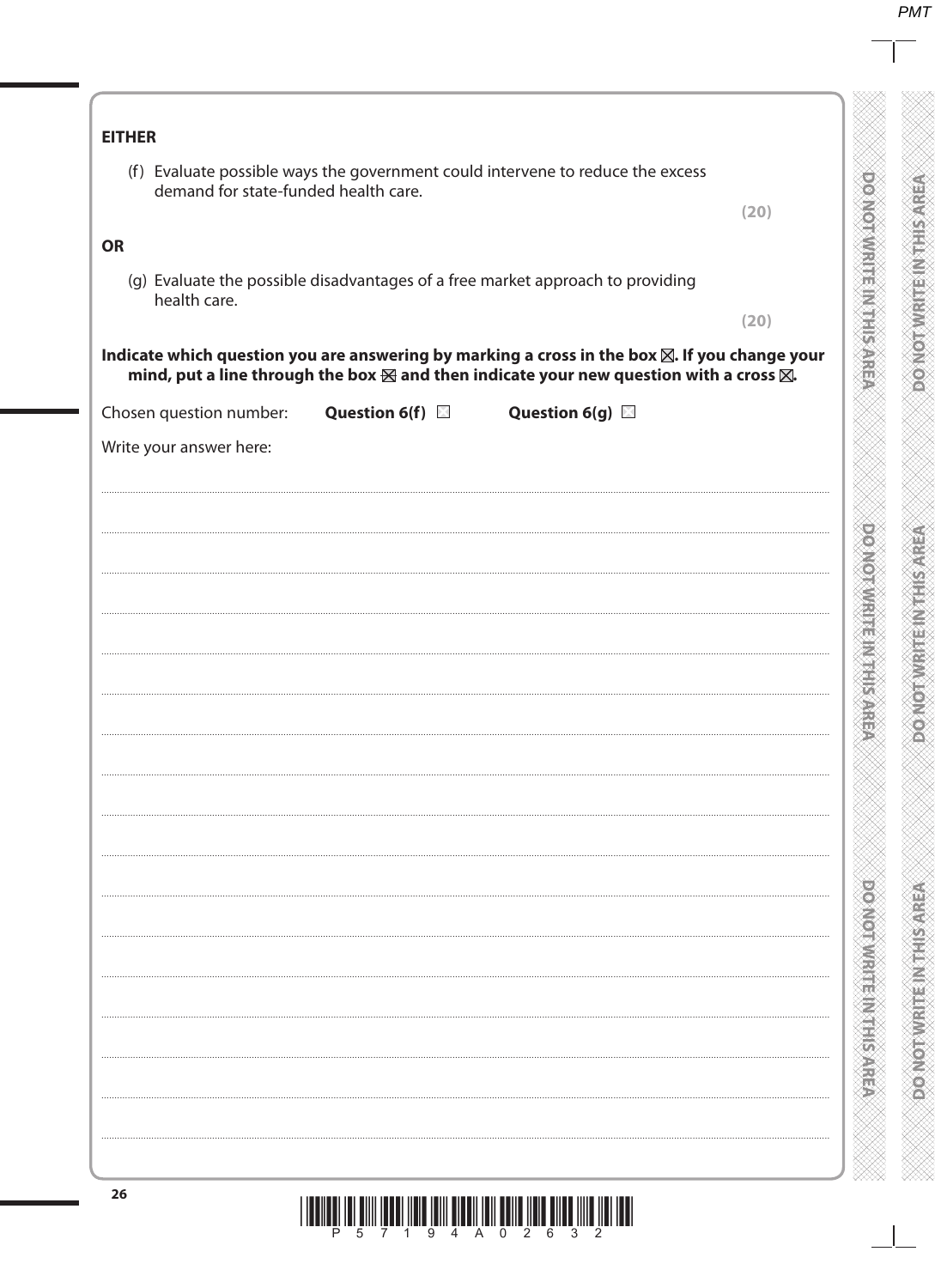**EITHER**

(f) Evaluate possible ways the government could intervene to reduce the excess demand for state-funded health care.

**(20)**

**OR**

(g) Evaluate the possible disadvantages of a free market approach to providing health care.

**(20)**

**Indicate which question you are answering by marking a cross in the box ☒. If you change your mind, put a line through the box ☒ and then indicate your new question with a cross ☒.**

Chosen question number: **Question 6(f)** ☐ **Question 6(g)** ☐

Write your answer here: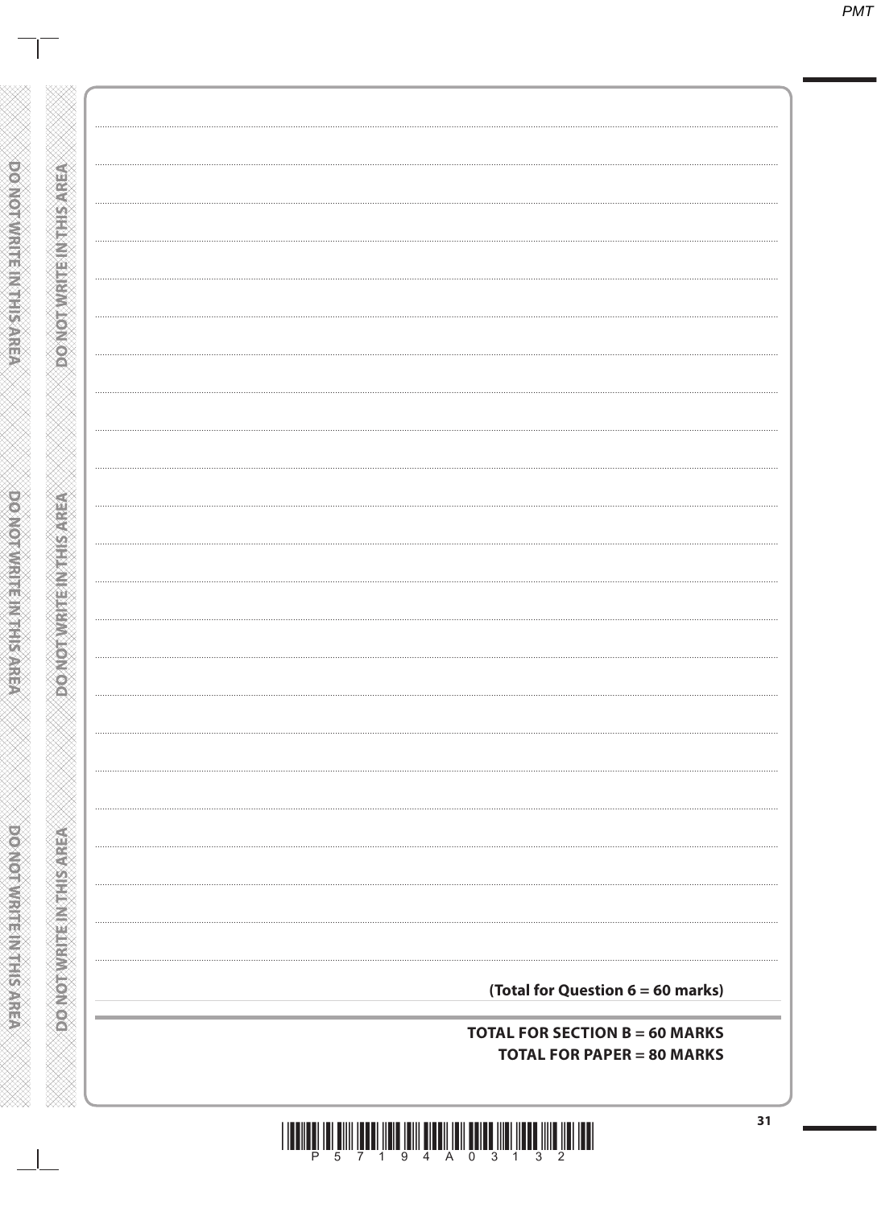**(Total for Question 6 = 60 marks)**

**TOTAL FOR SECTION B = 60 MARKS**

**TOTAL FOR PAPER = 80 MARKS**